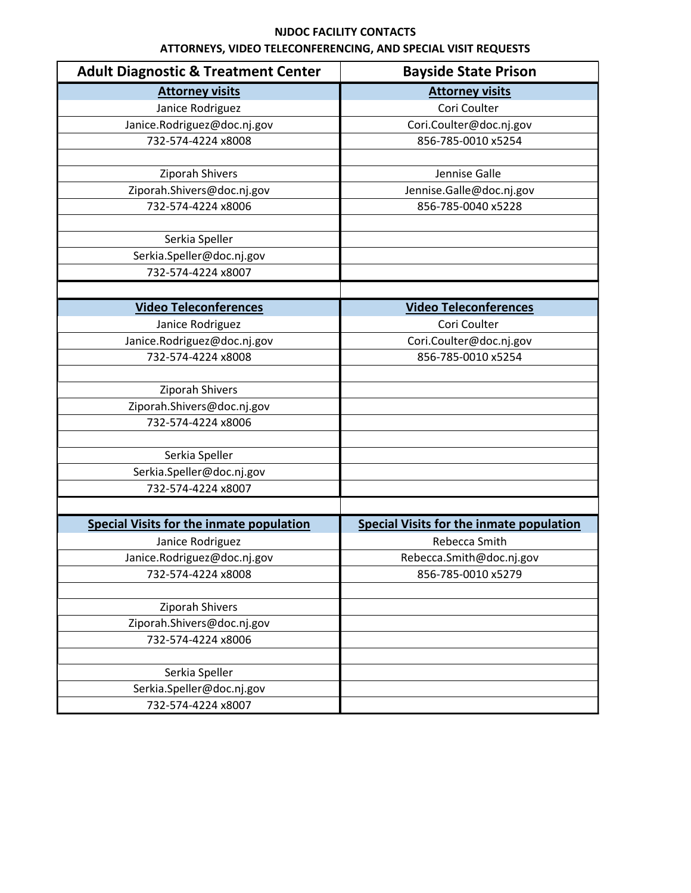**NJDOC FACILITY CONTACTS**

**ATTORNEYS, VIDEO TELECONFERENCING, AND SPECIAL VISIT REQUESTS**

| Adult Diagnostic & Treatment Center | Bayside State Prison |
| --- | --- |
| **Attorney visits** | **Attorney visits** |
| Janice Rodriguez | Cori Coulter |
| Janice.Rodriguez@doc.nj.gov | Cori.Coulter@doc.nj.gov |
| 732-574-4224 x8008 | 856-785-0010 x5254 |
| | |
| Ziporah Shivers | Jennise Galle |
| Ziporah.Shivers@doc.nj.gov | Jennise.Galle@doc.nj.gov |
| 732-574-4224 x8006 | 856-785-0040 x5228 |
| | |
| Serkia Speller | |
| Serkia.Speller@doc.nj.gov | |
| 732-574-4224 x8007 | |
| | |
| **Video Teleconferences** | **Video Teleconferences** |
| Janice Rodriguez | Cori Coulter |
| Janice.Rodriguez@doc.nj.gov | Cori.Coulter@doc.nj.gov |
| 732-574-4224 x8008 | 856-785-0010 x5254 |
| | |
| Ziporah Shivers | |
| Ziporah.Shivers@doc.nj.gov | |
| 732-574-4224 x8006 | |
| | |
| Serkia Speller | |
| Serkia.Speller@doc.nj.gov | |
| 732-574-4224 x8007 | |
| | |
| **Special Visits for the inmate population** | **Special Visits for the inmate population** |
| Janice Rodriguez | Rebecca Smith |
| Janice.Rodriguez@doc.nj.gov | Rebecca.Smith@doc.nj.gov |
| 732-574-4224 x8008 | 856-785-0010 x5279 |
| | |
| Ziporah Shivers | |
| Ziporah.Shivers@doc.nj.gov | |
| 732-574-4224 x8006 | |
| | |
| Serkia Speller | |
| Serkia.Speller@doc.nj.gov | |
| 732-574-4224 x8007 | |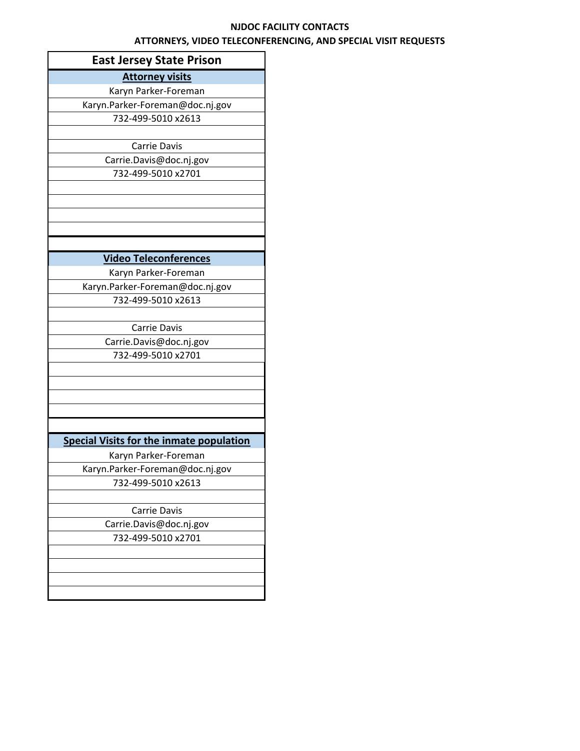**NJDOC FACILITY CONTACTS**

**ATTORNEYS, VIDEO TELECONFERENCING, AND SPECIAL VISIT REQUESTS**

| East Jersey State Prison |
|---|
| **Attorney visits** |
| Karyn Parker-Foreman |
| Karyn.Parker-Foreman@doc.nj.gov |
| 732-499-5010 x2613 |
| |
| Carrie Davis |
| Carrie.Davis@doc.nj.gov |
| 732-499-5010 x2701 |
| |
| **Video Teleconferences** |
| Karyn Parker-Foreman |
| Karyn.Parker-Foreman@doc.nj.gov |
| 732-499-5010 x2613 |
| |
| Carrie Davis |
| Carrie.Davis@doc.nj.gov |
| 732-499-5010 x2701 |
| |
| **Special Visits for the inmate population** |
| Karyn Parker-Foreman |
| Karyn.Parker-Foreman@doc.nj.gov |
| 732-499-5010 x2613 |
| |
| Carrie Davis |
| Carrie.Davis@doc.nj.gov |
| 732-499-5010 x2701 |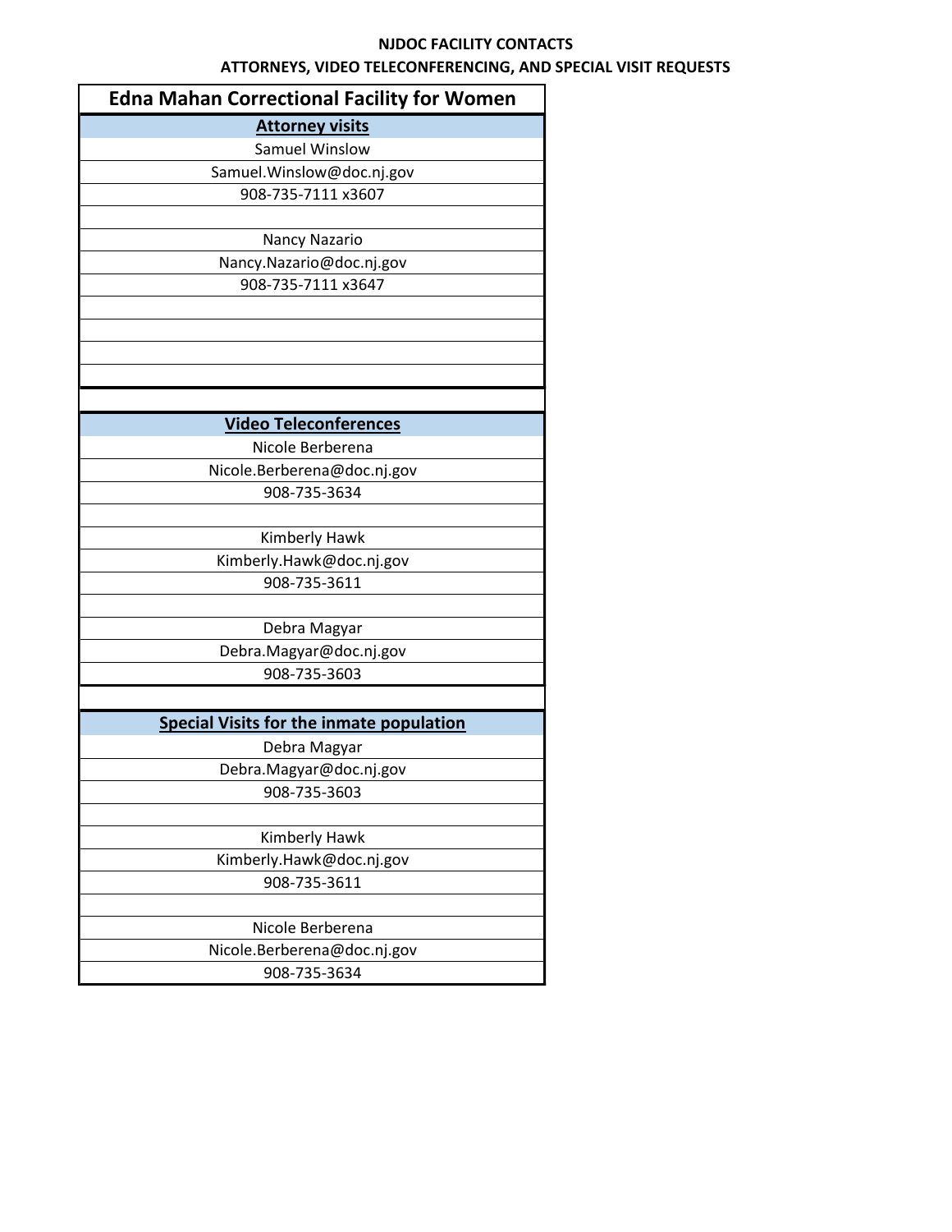**NJDOC FACILITY CONTACTS**

**ATTORNEYS, VIDEO TELECONFERENCING, AND SPECIAL VISIT REQUESTS**

| Edna Mahan Correctional Facility for Women |
|---|
| **Attorney visits** |
| Samuel Winslow |
| Samuel.Winslow@doc.nj.gov |
| 908-735-7111 x3607 |
| |
| Nancy Nazario |
| Nancy.Nazario@doc.nj.gov |
| 908-735-7111 x3647 |
| |
| |
| |
| |
| |
| **Video Teleconferences** |
| Nicole Berberena |
| Nicole.Berberena@doc.nj.gov |
| 908-735-3634 |
| |
| Kimberly Hawk |
| Kimberly.Hawk@doc.nj.gov |
| 908-735-3611 |
| |
| Debra Magyar |
| Debra.Magyar@doc.nj.gov |
| 908-735-3603 |
| |
| **Special Visits for the inmate population** |
| Debra Magyar |
| Debra.Magyar@doc.nj.gov |
| 908-735-3603 |
| |
| Kimberly Hawk |
| Kimberly.Hawk@doc.nj.gov |
| 908-735-3611 |
| |
| Nicole Berberena |
| Nicole.Berberena@doc.nj.gov |
| 908-735-3634 |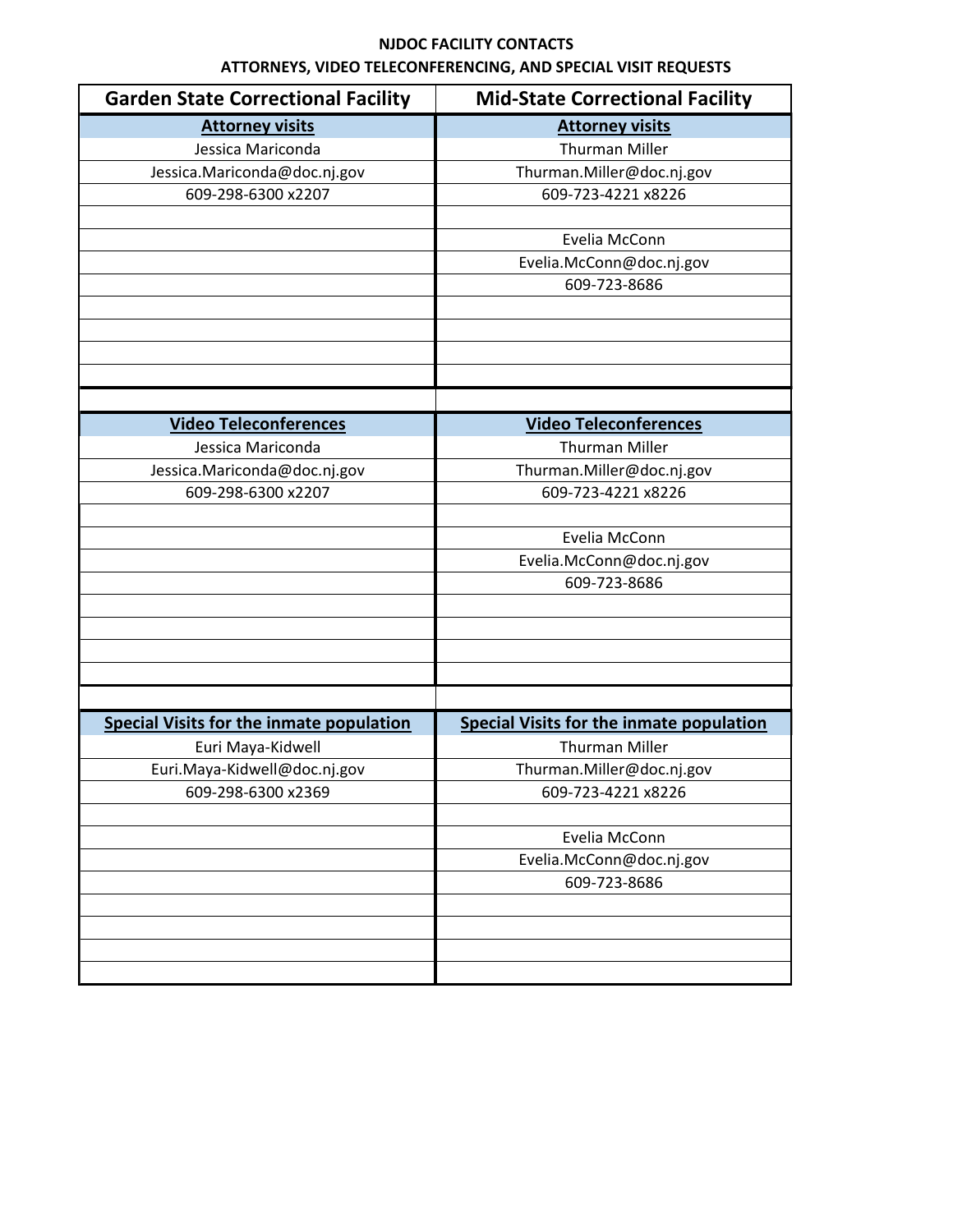**NJDOC FACILITY CONTACTS**

**ATTORNEYS, VIDEO TELECONFERENCING, AND SPECIAL VISIT REQUESTS**

| Garden State Correctional Facility | Mid-State Correctional Facility |
|---|---|
| **Attorney visits** | **Attorney visits** |
| Jessica Mariconda | Thurman Miller |
| Jessica.Mariconda@doc.nj.gov | Thurman.Miller@doc.nj.gov |
| 609-298-6300 x2207 | 609-723-4221 x8226 |
| | |
| | Evelia McConn |
| | Evelia.McConn@doc.nj.gov |
| | 609-723-8686 |
| | |
| **Video Teleconferences** | **Video Teleconferences** |
| Jessica Mariconda | Thurman Miller |
| Jessica.Mariconda@doc.nj.gov | Thurman.Miller@doc.nj.gov |
| 609-298-6300 x2207 | 609-723-4221 x8226 |
| | |
| | Evelia McConn |
| | Evelia.McConn@doc.nj.gov |
| | 609-723-8686 |
| | |
| **Special Visits for the inmate population** | **Special Visits for the inmate population** |
| Euri Maya-Kidwell | Thurman Miller |
| Euri.Maya-Kidwell@doc.nj.gov | Thurman.Miller@doc.nj.gov |
| 609-298-6300 x2369 | 609-723-4221 x8226 |
| | |
| | Evelia McConn |
| | Evelia.McConn@doc.nj.gov |
| | 609-723-8686 |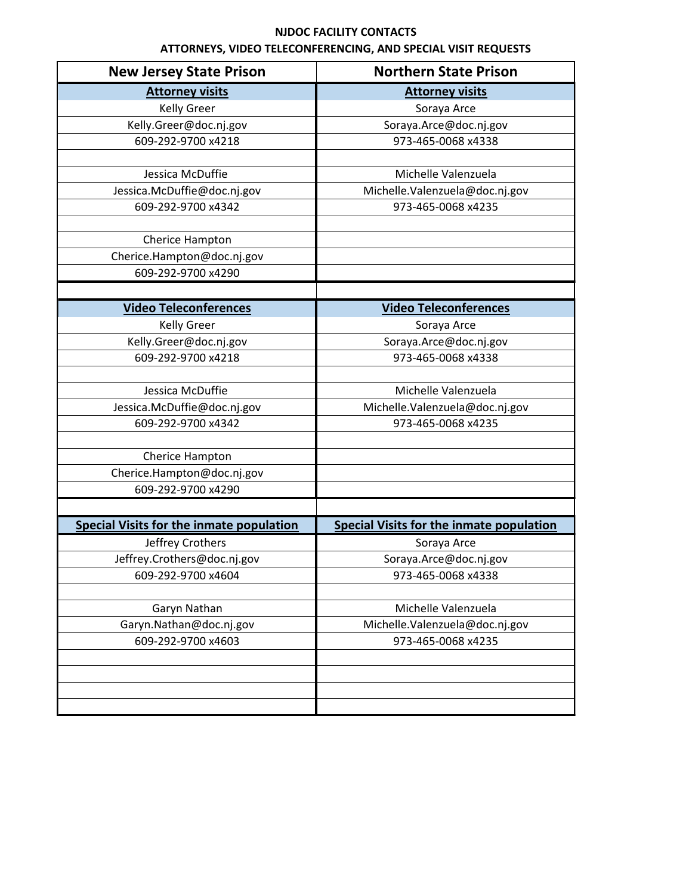**NJDOC FACILITY CONTACTS**

**ATTORNEYS, VIDEO TELECONFERENCING, AND SPECIAL VISIT REQUESTS**

| New Jersey State Prison | Northern State Prison |
|---|---|
| **Attorney visits** | **Attorney visits** |
| Kelly Greer | Soraya Arce |
| Kelly.Greer@doc.nj.gov | Soraya.Arce@doc.nj.gov |
| 609-292-9700 x4218 | 973-465-0068 x4338 |
| | |
| Jessica McDuffie | Michelle Valenzuela |
| Jessica.McDuffie@doc.nj.gov | Michelle.Valenzuela@doc.nj.gov |
| 609-292-9700 x4342 | 973-465-0068 x4235 |
| | |
| Cherice Hampton | |
| Cherice.Hampton@doc.nj.gov | |
| 609-292-9700 x4290 | |
| | |
| **Video Teleconferences** | **Video Teleconferences** |
| Kelly Greer | Soraya Arce |
| Kelly.Greer@doc.nj.gov | Soraya.Arce@doc.nj.gov |
| 609-292-9700 x4218 | 973-465-0068 x4338 |
| | |
| Jessica McDuffie | Michelle Valenzuela |
| Jessica.McDuffie@doc.nj.gov | Michelle.Valenzuela@doc.nj.gov |
| 609-292-9700 x4342 | 973-465-0068 x4235 |
| | |
| Cherice Hampton | |
| Cherice.Hampton@doc.nj.gov | |
| 609-292-9700 x4290 | |
| | |
| **Special Visits for the inmate population** | **Special Visits for the inmate population** |
| Jeffrey Crothers | Soraya Arce |
| Jeffrey.Crothers@doc.nj.gov | Soraya.Arce@doc.nj.gov |
| 609-292-9700 x4604 | 973-465-0068 x4338 |
| | |
| Garyn Nathan | Michelle Valenzuela |
| Garyn.Nathan@doc.nj.gov | Michelle.Valenzuela@doc.nj.gov |
| 609-292-9700 x4603 | 973-465-0068 x4235 |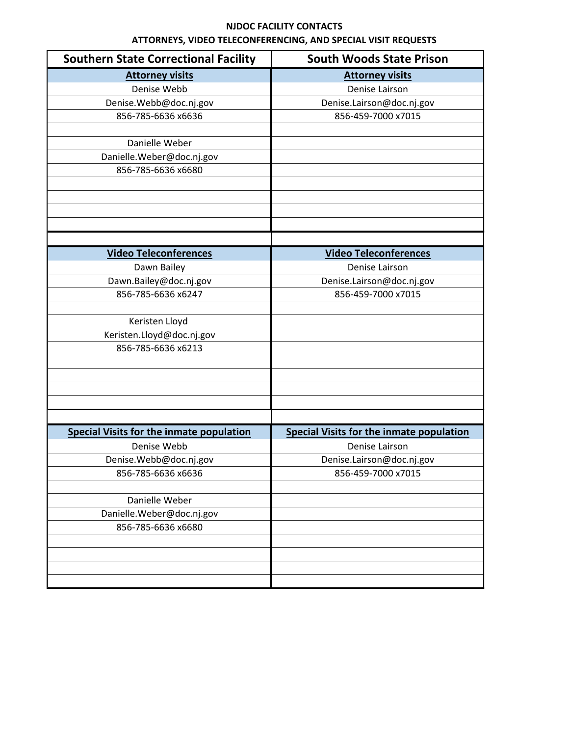**NJDOC FACILITY CONTACTS**

**ATTORNEYS, VIDEO TELECONFERENCING, AND SPECIAL VISIT REQUESTS**

| Southern State Correctional Facility | South Woods State Prison |
|---|---|
| **Attorney visits** | **Attorney visits** |
| Denise Webb | Denise Lairson |
| Denise.Webb@doc.nj.gov | Denise.Lairson@doc.nj.gov |
| 856-785-6636 x6636 | 856-459-7000 x7015 |
| | |
| Danielle Weber | |
| Danielle.Weber@doc.nj.gov | |
| 856-785-6636 x6680 | |
| **Video Teleconferences** | **Video Teleconferences** |
| Dawn Bailey | Denise Lairson |
| Dawn.Bailey@doc.nj.gov | Denise.Lairson@doc.nj.gov |
| 856-785-6636 x6247 | 856-459-7000 x7015 |
| | |
| Keristen Lloyd | |
| Keristen.Lloyd@doc.nj.gov | |
| 856-785-6636 x6213 | |
| **Special Visits for the inmate population** | **Special Visits for the inmate population** |
| Denise Webb | Denise Lairson |
| Denise.Webb@doc.nj.gov | Denise.Lairson@doc.nj.gov |
| 856-785-6636 x6636 | 856-459-7000 x7015 |
| | |
| Danielle Weber | |
| Danielle.Weber@doc.nj.gov | |
| 856-785-6636 x6680 | |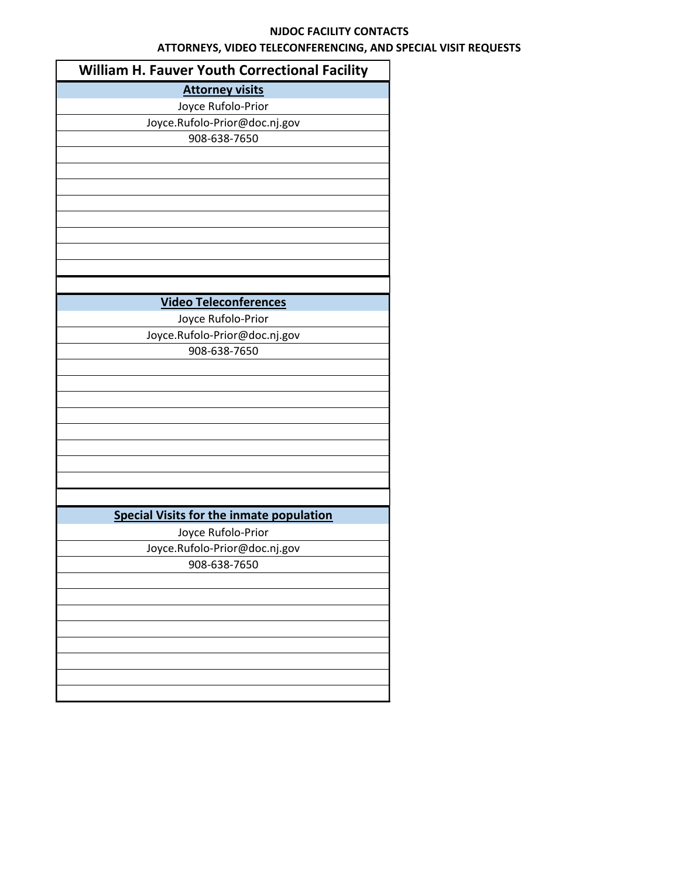**NJDOC FACILITY CONTACTS**

**ATTORNEYS, VIDEO TELECONFERENCING, AND SPECIAL VISIT REQUESTS**

| William H. Fauver Youth Correctional Facility |
| --- |
| **Attorney visits** |
| Joyce Rufolo-Prior |
| Joyce.Rufolo-Prior@doc.nj.gov |
| 908-638-7650 |
| |
| **Video Teleconferences** |
| Joyce Rufolo-Prior |
| Joyce.Rufolo-Prior@doc.nj.gov |
| 908-638-7650 |
| |
| **Special Visits for the inmate population** |
| Joyce Rufolo-Prior |
| Joyce.Rufolo-Prior@doc.nj.gov |
| 908-638-7650 |